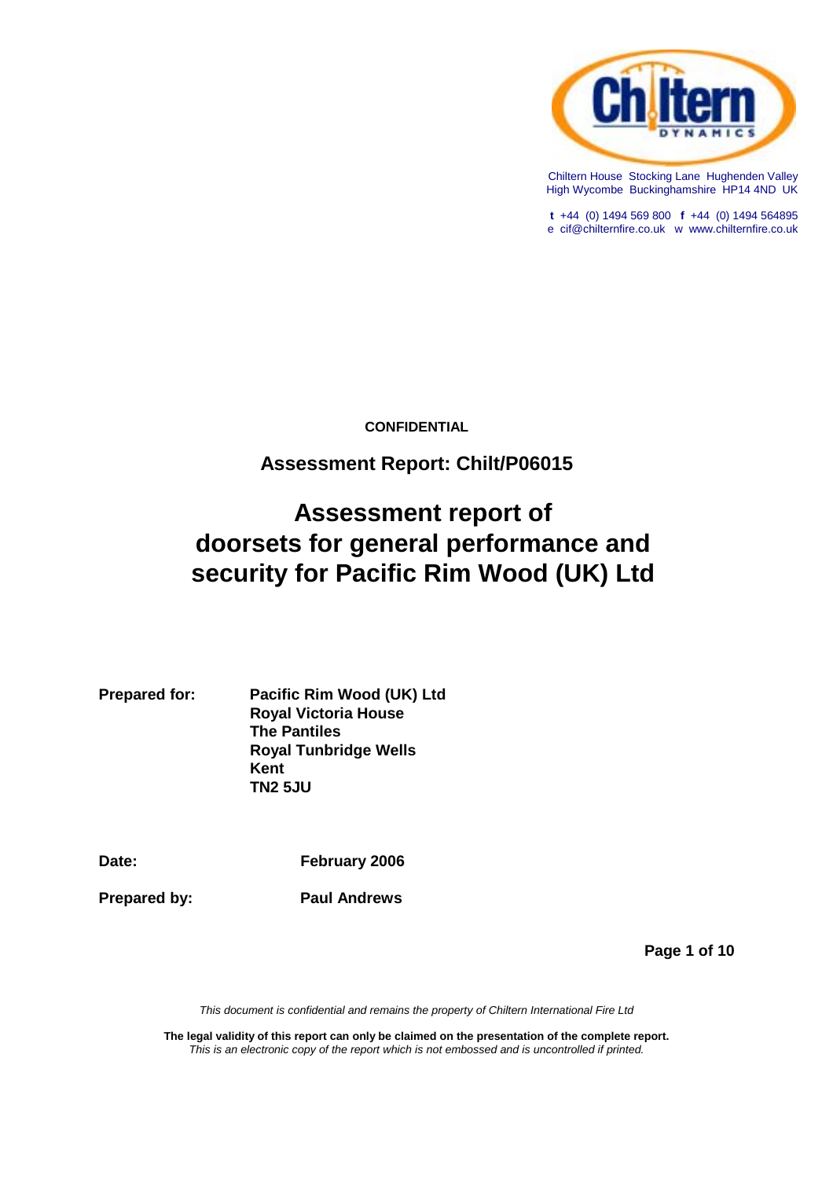Chiltern House Stocking Lane Hughenden Valley
High Wycombe Buckinghamshire HP14 4ND UK

**t** +44 (0) 1494 569 800 **f** +44 (0) 1494 564895
e cif@chilternfire.co.uk w www.chilternfire.co.uk

**CONFIDENTIAL**

**Assessment Report: Chilt/P06015**

# Assessment report of doorsets for general performance and security for Pacific Rim Wood (UK) Ltd

**Prepared for:** **Pacific Rim Wood (UK) Ltd**
**Royal Victoria House**
**The Pantiles**
**Royal Tunbridge Wells**
**Kent**
**TN2 5JU**

**Date:** **February 2006**

**Prepared by:** **Paul Andrews**

*This document is confidential and remains the property of Chiltern International Fire Ltd*

**The legal validity of this report can only be claimed on the presentation of the complete report.**
*This is an electronic copy of the report which is not embossed and is uncontrolled if printed.*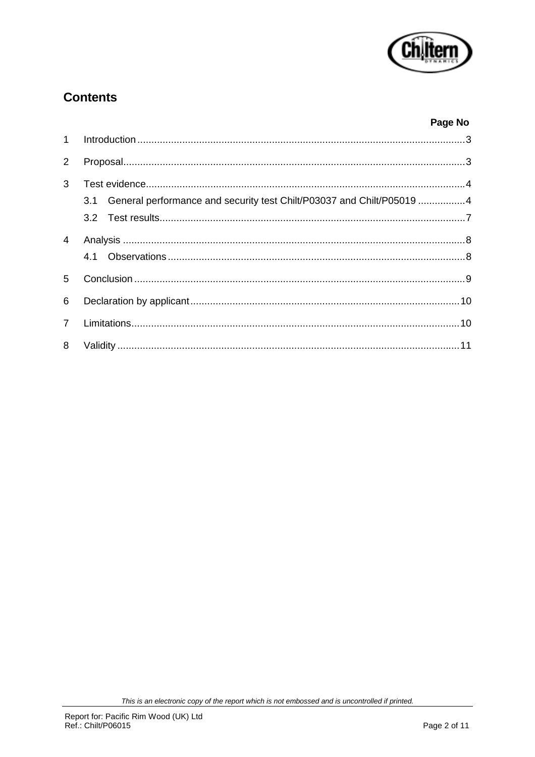# Contents

| | | Page No |
|---|---|---|
| 1 | Introduction | 3 |
| 2 | Proposal | 3 |
| 3 | Test evidence | 4 |
| | 3.1 General performance and security test Chilt/P03037 and Chilt/P05019 | 4 |
| | 3.2 Test results | 7 |
| 4 | Analysis | 8 |
| | 4.1 Observations | 8 |
| 5 | Conclusion | 9 |
| 6 | Declaration by applicant | 10 |
| 7 | Limitations | 10 |
| 8 | Validity | 11 |

*This is an electronic copy of the report which is not embossed and is uncontrolled if printed.*

Report for: Pacific Rim Wood (UK) Ltd
Ref.: Chilt/P06015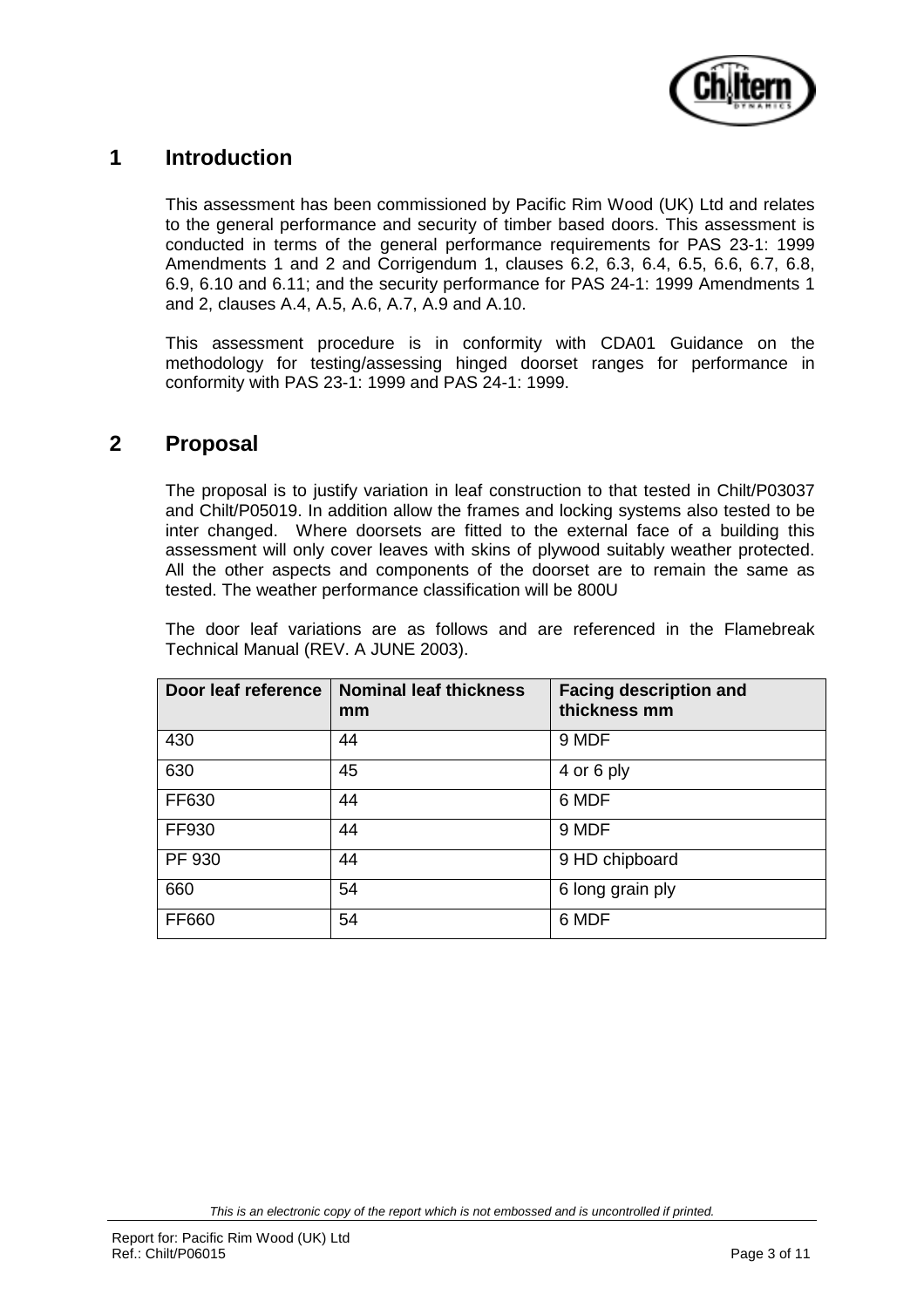# 1 Introduction

This assessment has been commissioned by Pacific Rim Wood (UK) Ltd and relates to the general performance and security of timber based doors. This assessment is conducted in terms of the general performance requirements for PAS 23-1: 1999 Amendments 1 and 2 and Corrigendum 1, clauses 6.2, 6.3, 6.4, 6.5, 6.6, 6.7, 6.8, 6.9, 6.10 and 6.11; and the security performance for PAS 24-1: 1999 Amendments 1 and 2, clauses A.4, A.5, A.6, A.7, A.9 and A.10.

This assessment procedure is in conformity with CDA01 Guidance on the methodology for testing/assessing hinged doorset ranges for performance in conformity with PAS 23-1: 1999 and PAS 24-1: 1999.

# 2 Proposal

The proposal is to justify variation in leaf construction to that tested in Chilt/P03037 and Chilt/P05019. In addition allow the frames and locking systems also tested to be inter changed. Where doorsets are fitted to the external face of a building this assessment will only cover leaves with skins of plywood suitably weather protected. All the other aspects and components of the doorset are to remain the same as tested. The weather performance classification will be 800U

The door leaf variations are as follows and are referenced in the Flamebreak Technical Manual (REV. A JUNE 2003).

| Door leaf reference | Nominal leaf thickness mm | Facing description and thickness mm |
|---|---|---|
| 430 | 44 | 9 MDF |
| 630 | 45 | 4 or 6 ply |
| FF630 | 44 | 6 MDF |
| FF930 | 44 | 9 MDF |
| PF 930 | 44 | 9 HD chipboard |
| 660 | 54 | 6 long grain ply |
| FF660 | 54 | 6 MDF |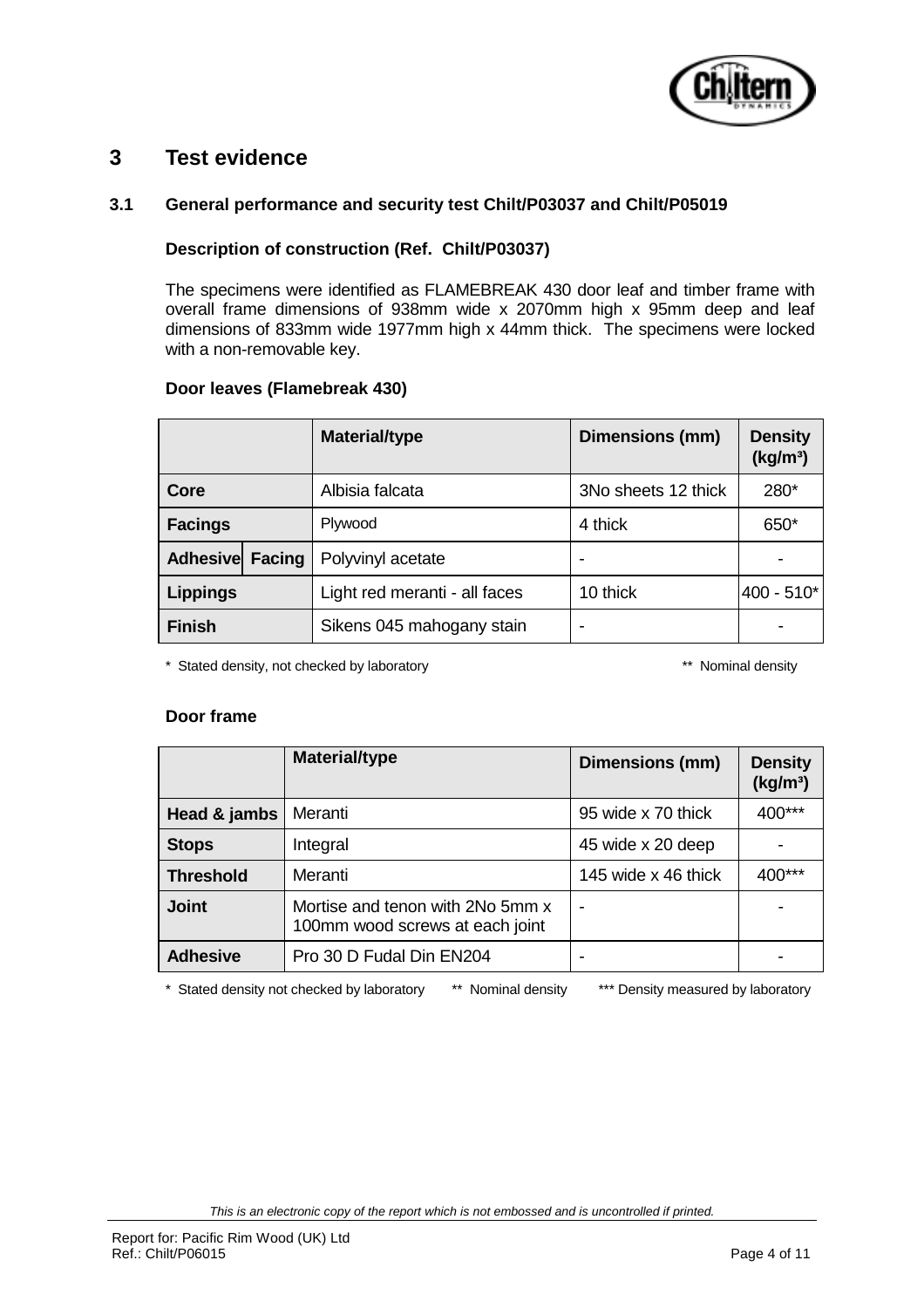# 3 Test evidence

## 3.1 General performance and security test Chilt/P03037 and Chilt/P05019

**Description of construction (Ref. Chilt/P03037)**

The specimens were identified as FLAMEBREAK 430 door leaf and timber frame with overall frame dimensions of 938mm wide x 2070mm high x 95mm deep and leaf dimensions of 833mm wide 1977mm high x 44mm thick. The specimens were locked with a non-removable key.

**Door leaves (Flamebreak 430)**

| | | Material/type | Dimensions (mm) | Density (kg/m³) |
|---|---|---|---|---|
| **Core** | | Albisia falcata | 3No sheets 12 thick | 280* |
| **Facings** | | Plywood | 4 thick | 650* |
| **Adhesive** | **Facing** | Polyvinyl acetate | - | - |
| **Lippings** | | Light red meranti - all faces | 10 thick | 400 - 510* |
| **Finish** | | Sikens 045 mahogany stain | - | - |

\* Stated density, not checked by laboratory ** Nominal density

**Door frame**

| | Material/type | Dimensions (mm) | Density (kg/m³) |
|---|---|---|---|
| **Head & jambs** | Meranti | 95 wide x 70 thick | 400*** |
| **Stops** | Integral | 45 wide x 20 deep | - |
| **Threshold** | Meranti | 145 wide x 46 thick | 400*** |
| **Joint** | Mortise and tenon with 2No 5mm x 100mm wood screws at each joint | - | - |
| **Adhesive** | Pro 30 D Fudal Din EN204 | - | - |

\* Stated density not checked by laboratory ** Nominal density *** Density measured by laboratory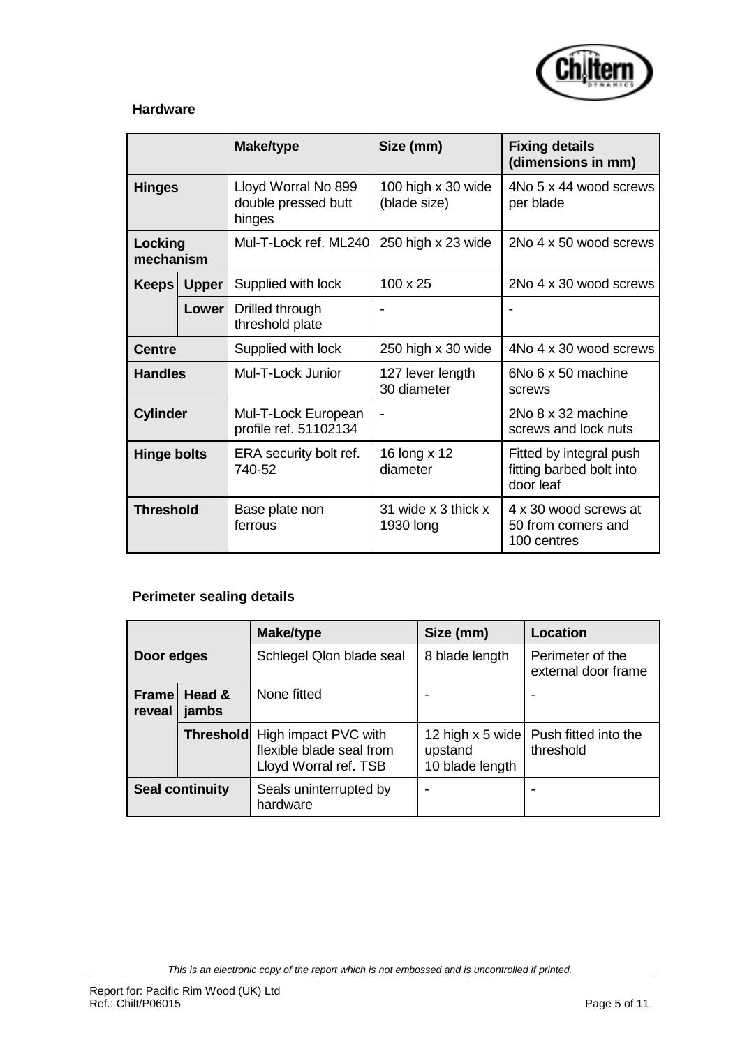### Hardware

| | | Make/type | Size (mm) | Fixing details (dimensions in mm) |
|---|---|---|---|---|
| **Hinges** | | Lloyd Worral No 899 double pressed butt hinges | 100 high x 30 wide (blade size) | 4No 5 x 44 wood screws per blade |
| **Locking mechanism** | | Mul-T-Lock ref. ML240 | 250 high x 23 wide | 2No 4 x 50 wood screws |
| **Keeps** | **Upper** | Supplied with lock | 100 x 25 | 2No 4 x 30 wood screws |
| | **Lower** | Drilled through threshold plate | - | - |
| **Centre** | | Supplied with lock | 250 high x 30 wide | 4No 4 x 30 wood screws |
| **Handles** | | Mul-T-Lock Junior | 127 lever length 30 diameter | 6No 6 x 50 machine screws |
| **Cylinder** | | Mul-T-Lock European profile ref. 51102134 | - | 2No 8 x 32 machine screws and lock nuts |
| **Hinge bolts** | | ERA security bolt ref. 740-52 | 16 long x 12 diameter | Fitted by integral push fitting barbed bolt into door leaf |
| **Threshold** | | Base plate non ferrous | 31 wide x 3 thick x 1930 long | 4 x 30 wood screws at 50 from corners and 100 centres |

### Perimeter sealing details

| | | Make/type | Size (mm) | Location |
|---|---|---|---|---|
| **Door edges** | | Schlegel Qlon blade seal | 8 blade length | Perimeter of the external door frame |
| **Frame reveal** | **Head & jambs** | None fitted | - | - |
| | **Threshold** | High impact PVC with flexible blade seal from Lloyd Worral ref. TSB | 12 high x 5 wide upstand 10 blade length | Push fitted into the threshold |
| **Seal continuity** | | Seals uninterrupted by hardware | - | - |

*This is an electronic copy of the report which is not embossed and is uncontrolled if printed.*

Report for: Pacific Rim Wood (UK) Ltd
Ref.: Chilt/P06015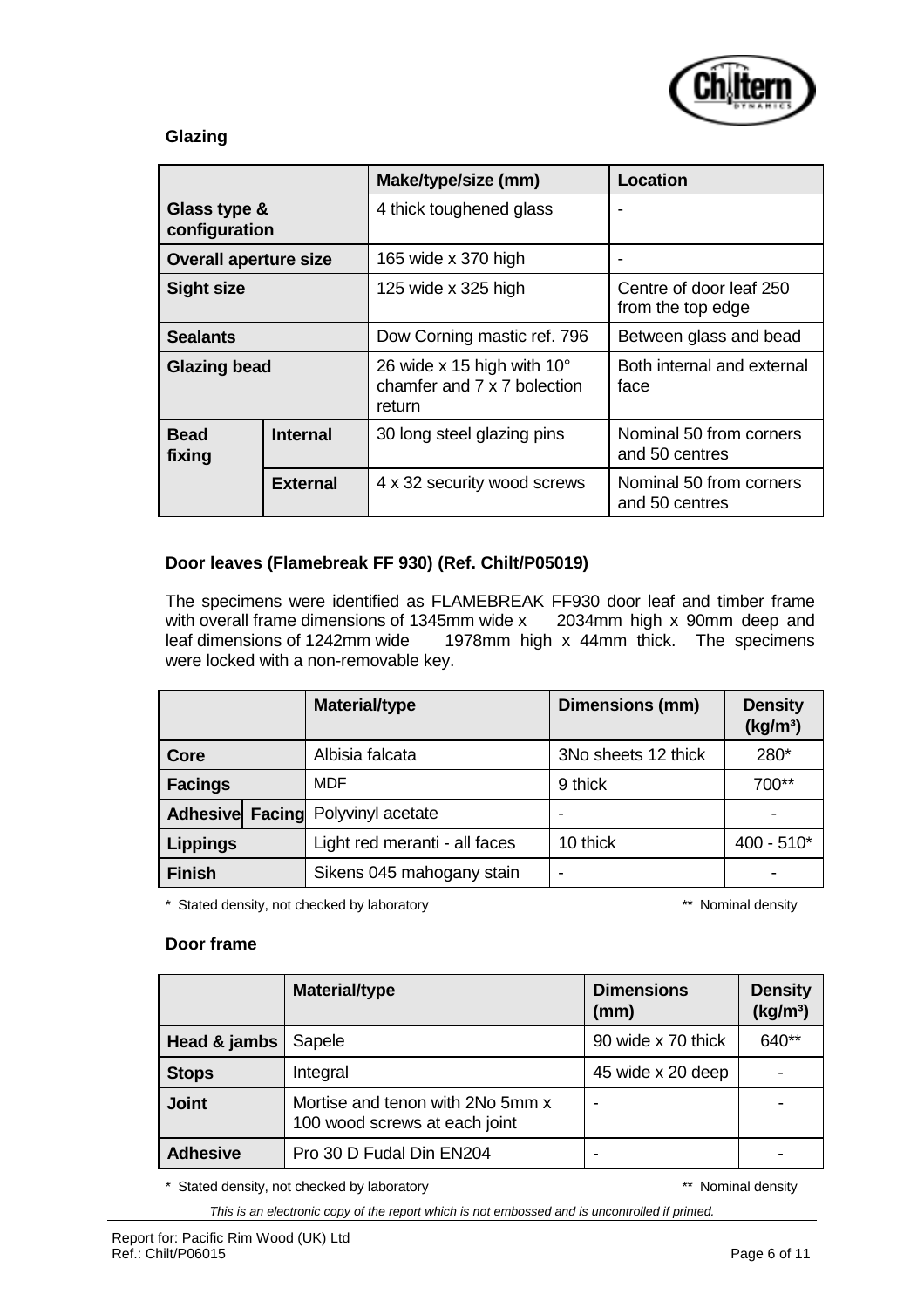### Glazing

| | | Make/type/size (mm) | Location |
|---|---|---|---|
| **Glass type & configuration** | | 4 thick toughened glass | - |
| **Overall aperture size** | | 165 wide x 370 high | - |
| **Sight size** | | 125 wide x 325 high | Centre of door leaf 250 from the top edge |
| **Sealants** | | Dow Corning mastic ref. 796 | Between glass and bead |
| **Glazing bead** | | 26 wide x 15 high with 10° chamfer and 7 x 7 bolection return | Both internal and external face |
| **Bead fixing** | **Internal** | 30 long steel glazing pins | Nominal 50 from corners and 50 centres |
| | **External** | 4 x 32 security wood screws | Nominal 50 from corners and 50 centres |

### Door leaves (Flamebreak FF 930) (Ref. Chilt/P05019)

The specimens were identified as FLAMEBREAK FF930 door leaf and timber frame with overall frame dimensions of 1345mm wide x 2034mm high x 90mm deep and leaf dimensions of 1242mm wide 1978mm high x 44mm thick. The specimens were locked with a non-removable key.

| | | Material/type | Dimensions (mm) | Density (kg/m³) |
|---|---|---|---|---|
| **Core** | | Albisia falcata | 3No sheets 12 thick | 280* |
| **Facings** | | MDF | 9 thick | 700** |
| **Adhesive** | **Facing** | Polyvinyl acetate | - | - |
| **Lippings** | | Light red meranti - all faces | 10 thick | 400 - 510* |
| **Finish** | | Sikens 045 mahogany stain | - | - |

\* Stated density, not checked by laboratory ** Nominal density

### Door frame

| | Material/type | Dimensions (mm) | Density (kg/m³) |
|---|---|---|---|
| **Head & jambs** | Sapele | 90 wide x 70 thick | 640** |
| **Stops** | Integral | 45 wide x 20 deep | - |
| **Joint** | Mortise and tenon with 2No 5mm x 100 wood screws at each joint | - | - |
| **Adhesive** | Pro 30 D Fudal Din EN204 | - | - |

\* Stated density, not checked by laboratory ** Nominal density

*This is an electronic copy of the report which is not embossed and is uncontrolled if printed.*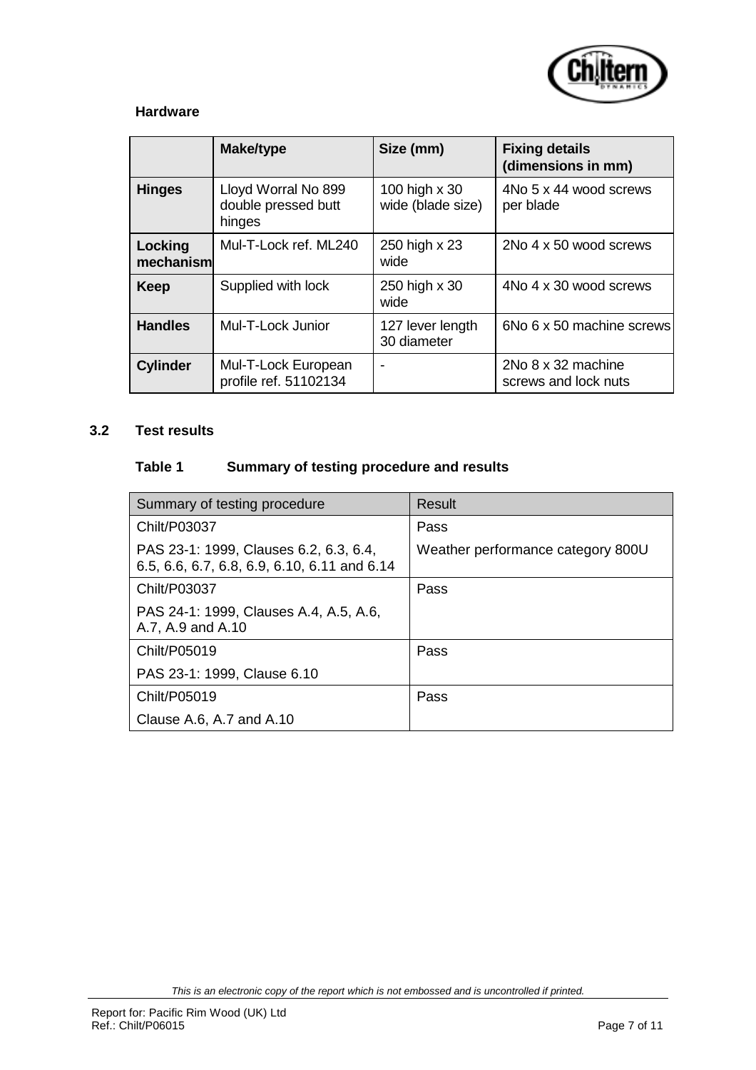**Hardware**

| | Make/type | Size (mm) | Fixing details (dimensions in mm) |
|---|---|---|---|
| **Hinges** | Lloyd Worral No 899 double pressed butt hinges | 100 high x 30 wide (blade size) | 4No 5 x 44 wood screws per blade |
| **Locking mechanism** | Mul-T-Lock ref. ML240 | 250 high x 23 wide | 2No 4 x 50 wood screws |
| **Keep** | Supplied with lock | 250 high x 30 wide | 4No 4 x 30 wood screws |
| **Handles** | Mul-T-Lock Junior | 127 lever length 30 diameter | 6No 6 x 50 machine screws |
| **Cylinder** | Mul-T-Lock European profile ref. 51102134 | - | 2No 8 x 32 machine screws and lock nuts |

## 3.2 Test results

**Table 1 Summary of testing procedure and results**

| Summary of testing procedure | Result |
|---|---|
| Chilt/P03037<br>PAS 23-1: 1999, Clauses 6.2, 6.3, 6.4, 6.5, 6.6, 6.7, 6.8, 6.9, 6.10, 6.11 and 6.14 | Pass<br>Weather performance category 800U |
| Chilt/P03037<br>PAS 24-1: 1999, Clauses A.4, A.5, A.6, A.7, A.9 and A.10 | Pass |
| Chilt/P05019<br>PAS 23-1: 1999, Clause 6.10 | Pass |
| Chilt/P05019<br>Clause A.6, A.7 and A.10 | Pass |

*This is an electronic copy of the report which is not embossed and is uncontrolled if printed.*

Report for: Pacific Rim Wood (UK) Ltd
Ref.: Chilt/P06015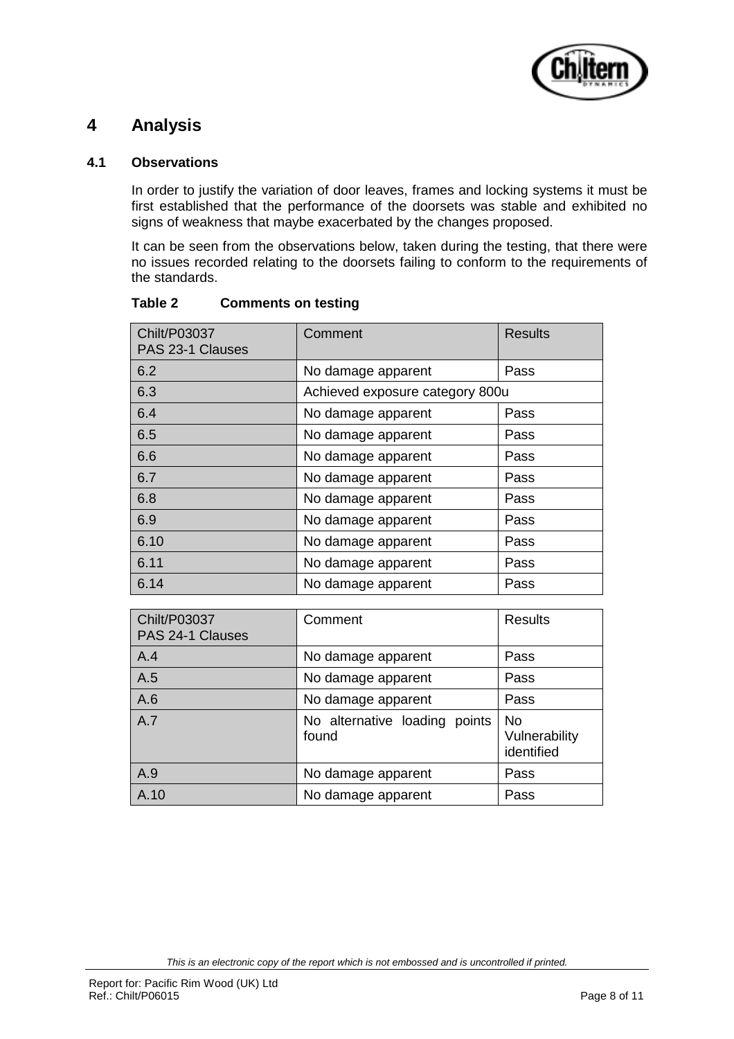# 4 Analysis

## 4.1 Observations

In order to justify the variation of door leaves, frames and locking systems it must be first established that the performance of the doorsets was stable and exhibited no signs of weakness that maybe exacerbated by the changes proposed.

It can be seen from the observations below, taken during the testing, that there were no issues recorded relating to the doorsets failing to conform to the requirements of the standards.

**Table 2 Comments on testing**

| Chilt/P03037 PAS 23-1 Clauses | Comment | Results |
|---|---|---|
| 6.2 | No damage apparent | Pass |
| 6.3 | Achieved exposure category 800u | |
| 6.4 | No damage apparent | Pass |
| 6.5 | No damage apparent | Pass |
| 6.6 | No damage apparent | Pass |
| 6.7 | No damage apparent | Pass |
| 6.8 | No damage apparent | Pass |
| 6.9 | No damage apparent | Pass |
| 6.10 | No damage apparent | Pass |
| 6.11 | No damage apparent | Pass |
| 6.14 | No damage apparent | Pass |

| Chilt/P03037 PAS 24-1 Clauses | Comment | Results |
|---|---|---|
| A.4 | No damage apparent | Pass |
| A.5 | No damage apparent | Pass |
| A.6 | No damage apparent | Pass |
| A.7 | No alternative loading points found | No Vulnerability identified |
| A.9 | No damage apparent | Pass |
| A.10 | No damage apparent | Pass |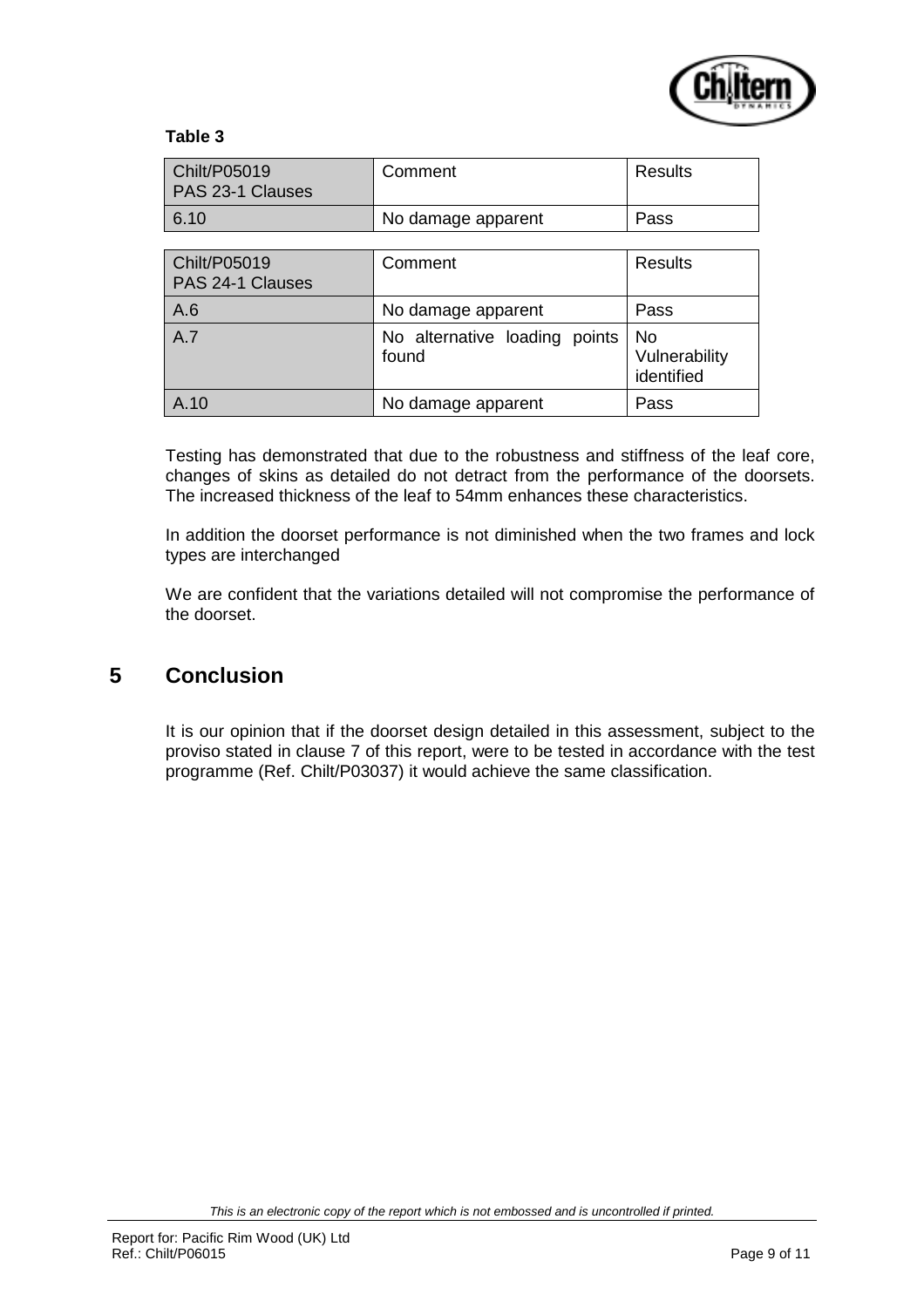**Table 3**

| Chilt/P05019 PAS 23-1 Clauses | Comment | Results |
|---|---|---|
| 6.10 | No damage apparent | Pass |

| Chilt/P05019 PAS 24-1 Clauses | Comment | Results |
|---|---|---|
| A.6 | No damage apparent | Pass |
| A.7 | No alternative loading points found | No Vulnerability identified |
| A.10 | No damage apparent | Pass |

Testing has demonstrated that due to the robustness and stiffness of the leaf core, changes of skins as detailed do not detract from the performance of the doorsets. The increased thickness of the leaf to 54mm enhances these characteristics.

In addition the doorset performance is not diminished when the two frames and lock types are interchanged

We are confident that the variations detailed will not compromise the performance of the doorset.

# 5 Conclusion

It is our opinion that if the doorset design detailed in this assessment, subject to the proviso stated in clause 7 of this report, were to be tested in accordance with the test programme (Ref. Chilt/P03037) it would achieve the same classification.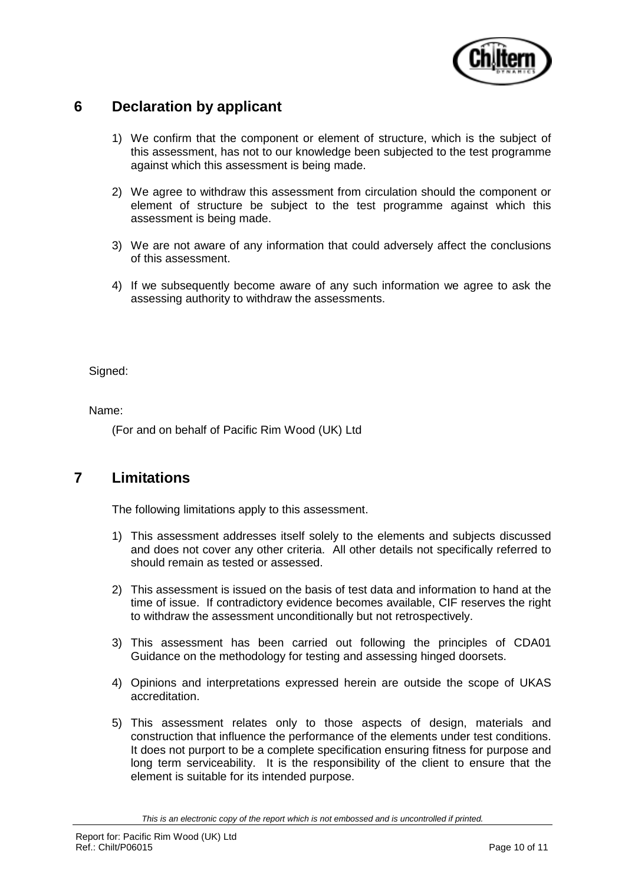## 6 Declaration by applicant

1) We confirm that the component or element of structure, which is the subject of this assessment, has not to our knowledge been subjected to the test programme against which this assessment is being made.

2) We agree to withdraw this assessment from circulation should the component or element of structure be subject to the test programme against which this assessment is being made.

3) We are not aware of any information that could adversely affect the conclusions of this assessment.

4) If we subsequently become aware of any such information we agree to ask the assessing authority to withdraw the assessments.

Signed:

Name:

(For and on behalf of Pacific Rim Wood (UK) Ltd

## 7 Limitations

The following limitations apply to this assessment.

1) This assessment addresses itself solely to the elements and subjects discussed and does not cover any other criteria. All other details not specifically referred to should remain as tested or assessed.

2) This assessment is issued on the basis of test data and information to hand at the time of issue. If contradictory evidence becomes available, CIF reserves the right to withdraw the assessment unconditionally but not retrospectively.

3) This assessment has been carried out following the principles of CDA01 Guidance on the methodology for testing and assessing hinged doorsets.

4) Opinions and interpretations expressed herein are outside the scope of UKAS accreditation.

5) This assessment relates only to those aspects of design, materials and construction that influence the performance of the elements under test conditions. It does not purport to be a complete specification ensuring fitness for purpose and long term serviceability. It is the responsibility of the client to ensure that the element is suitable for its intended purpose.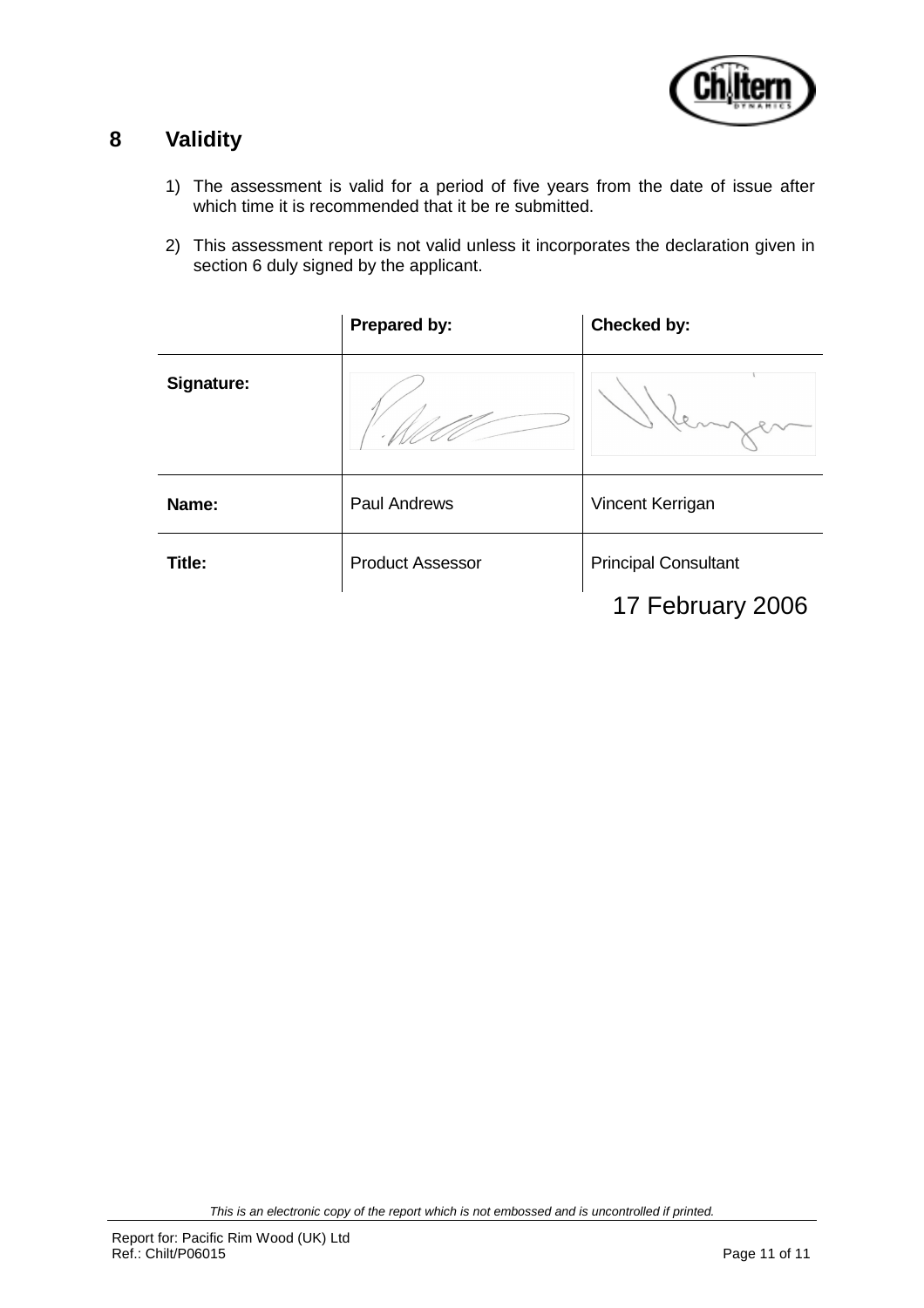# 8 Validity

1) The assessment is valid for a period of five years from the date of issue after which time it is recommended that it be re submitted.

2) This assessment report is not valid unless it incorporates the declaration given in section 6 duly signed by the applicant.

| | Prepared by: | Checked by: |
|---|---|---|
| **Signature:** | | |
| **Name:** | Paul Andrews | Vincent Kerrigan |
| **Title:** | Product Assessor | Principal Consultant |

17 February 2006

*This is an electronic copy of the report which is not embossed and is uncontrolled if printed.*

Report for: Pacific Rim Wood (UK) Ltd
Ref.: Chilt/P06015